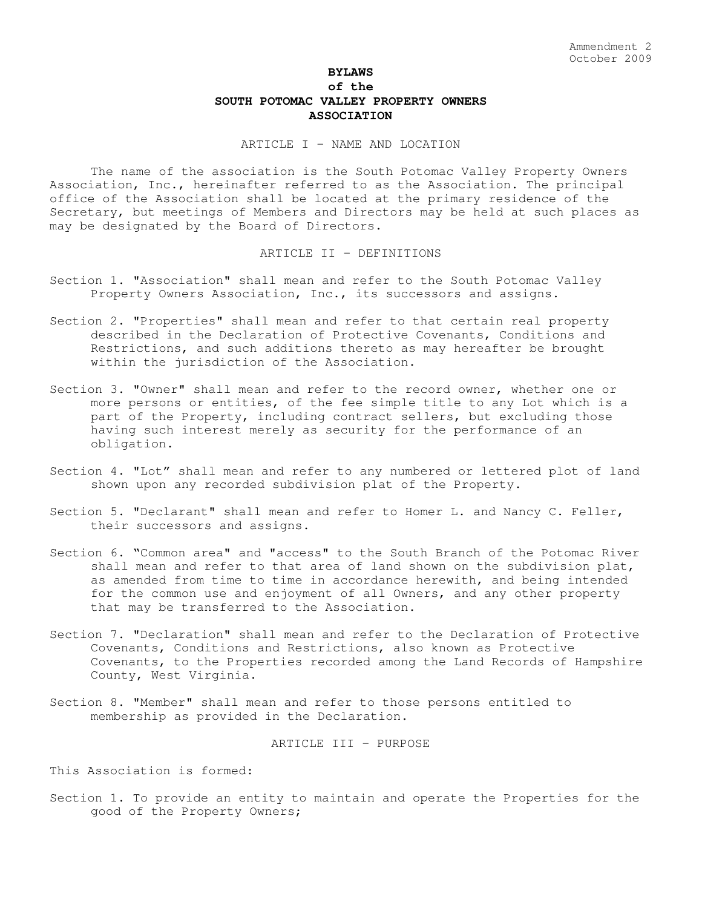Ammendment 2
October 2009

# BYLAWS
# of the
# SOUTH POTOMAC VALLEY PROPERTY OWNERS ASSOCIATION

## ARTICLE I – NAME AND LOCATION

The name of the association is the South Potomac Valley Property Owners Association, Inc., hereinafter referred to as the Association. The principal office of the Association shall be located at the primary residence of the Secretary, but meetings of Members and Directors may be held at such places as may be designated by the Board of Directors.

## ARTICLE II – DEFINITIONS

Section 1. "Association" shall mean and refer to the South Potomac Valley Property Owners Association, Inc., its successors and assigns.

Section 2. "Properties" shall mean and refer to that certain real property described in the Declaration of Protective Covenants, Conditions and Restrictions, and such additions thereto as may hereafter be brought within the jurisdiction of the Association.

Section 3. "Owner" shall mean and refer to the record owner, whether one or more persons or entities, of the fee simple title to any Lot which is a part of the Property, including contract sellers, but excluding those having such interest merely as security for the performance of an obligation.

Section 4. "Lot" shall mean and refer to any numbered or lettered plot of land shown upon any recorded subdivision plat of the Property.

Section 5. "Declarant" shall mean and refer to Homer L. and Nancy C. Feller, their successors and assigns.

Section 6. "Common area" and "access" to the South Branch of the Potomac River shall mean and refer to that area of land shown on the subdivision plat, as amended from time to time in accordance herewith, and being intended for the common use and enjoyment of all Owners, and any other property that may be transferred to the Association.

Section 7. "Declaration" shall mean and refer to the Declaration of Protective Covenants, Conditions and Restrictions, also known as Protective Covenants, to the Properties recorded among the Land Records of Hampshire County, West Virginia.

Section 8. "Member" shall mean and refer to those persons entitled to membership as provided in the Declaration.

## ARTICLE III – PURPOSE

This Association is formed:

Section 1. To provide an entity to maintain and operate the Properties for the good of the Property Owners;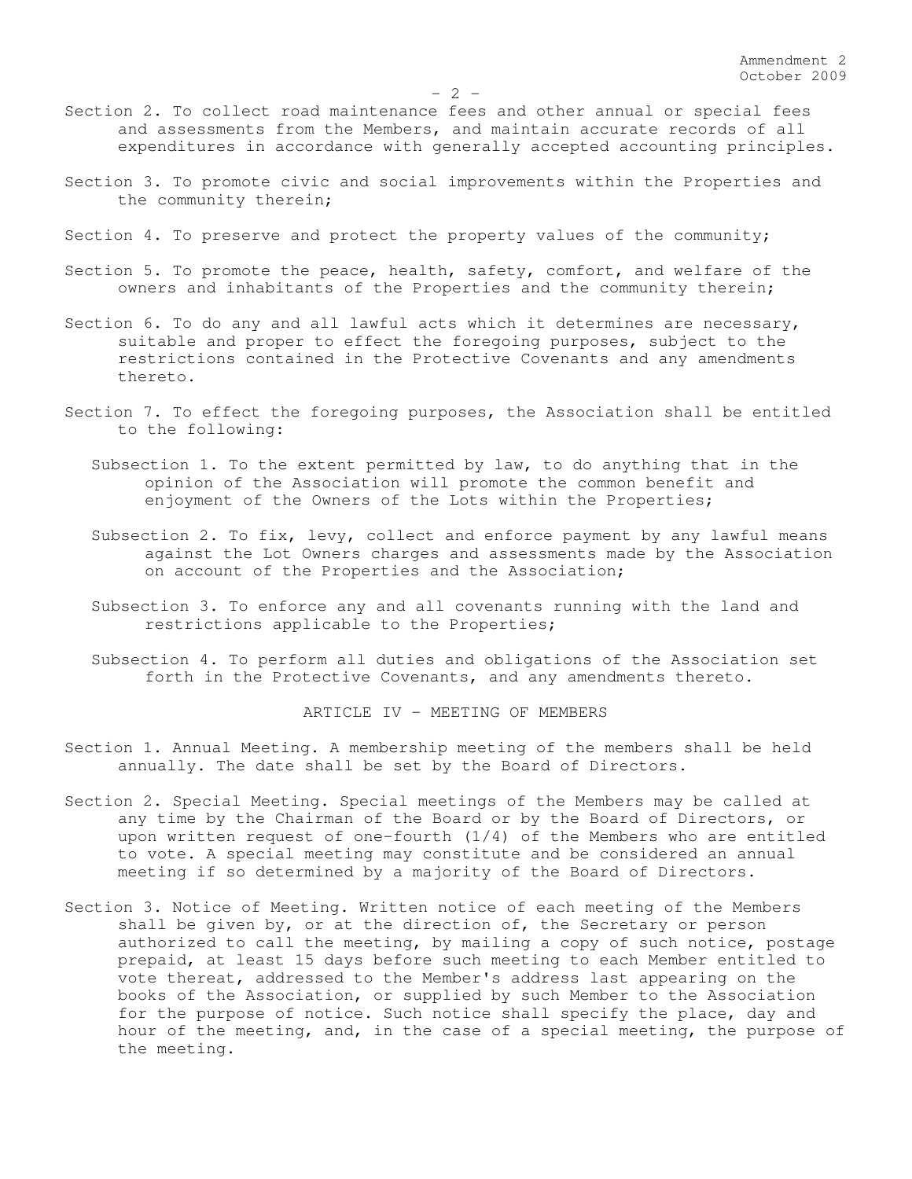Section 2. To collect road maintenance fees and other annual or special fees and assessments from the Members, and maintain accurate records of all expenditures in accordance with generally accepted accounting principles.

Section 3. To promote civic and social improvements within the Properties and the community therein;

Section 4. To preserve and protect the property values of the community;

Section 5. To promote the peace, health, safety, comfort, and welfare of the owners and inhabitants of the Properties and the community therein;

Section 6. To do any and all lawful acts which it determines are necessary, suitable and proper to effect the foregoing purposes, subject to the restrictions contained in the Protective Covenants and any amendments thereto.

Section 7. To effect the foregoing purposes, the Association shall be entitled to the following:

Subsection 1. To the extent permitted by law, to do anything that in the opinion of the Association will promote the common benefit and enjoyment of the Owners of the Lots within the Properties;

Subsection 2. To fix, levy, collect and enforce payment by any lawful means against the Lot Owners charges and assessments made by the Association on account of the Properties and the Association;

Subsection 3. To enforce any and all covenants running with the land and restrictions applicable to the Properties;

Subsection 4. To perform all duties and obligations of the Association set forth in the Protective Covenants, and any amendments thereto.

## ARTICLE IV – MEETING OF MEMBERS

Section 1. Annual Meeting. A membership meeting of the members shall be held annually. The date shall be set by the Board of Directors.

Section 2. Special Meeting. Special meetings of the Members may be called at any time by the Chairman of the Board or by the Board of Directors, or upon written request of one-fourth (1/4) of the Members who are entitled to vote. A special meeting may constitute and be considered an annual meeting if so determined by a majority of the Board of Directors.

Section 3. Notice of Meeting. Written notice of each meeting of the Members shall be given by, or at the direction of, the Secretary or person authorized to call the meeting, by mailing a copy of such notice, postage prepaid, at least 15 days before such meeting to each Member entitled to vote thereat, addressed to the Member's address last appearing on the books of the Association, or supplied by such Member to the Association for the purpose of notice. Such notice shall specify the place, day and hour of the meeting, and, in the case of a special meeting, the purpose of the meeting.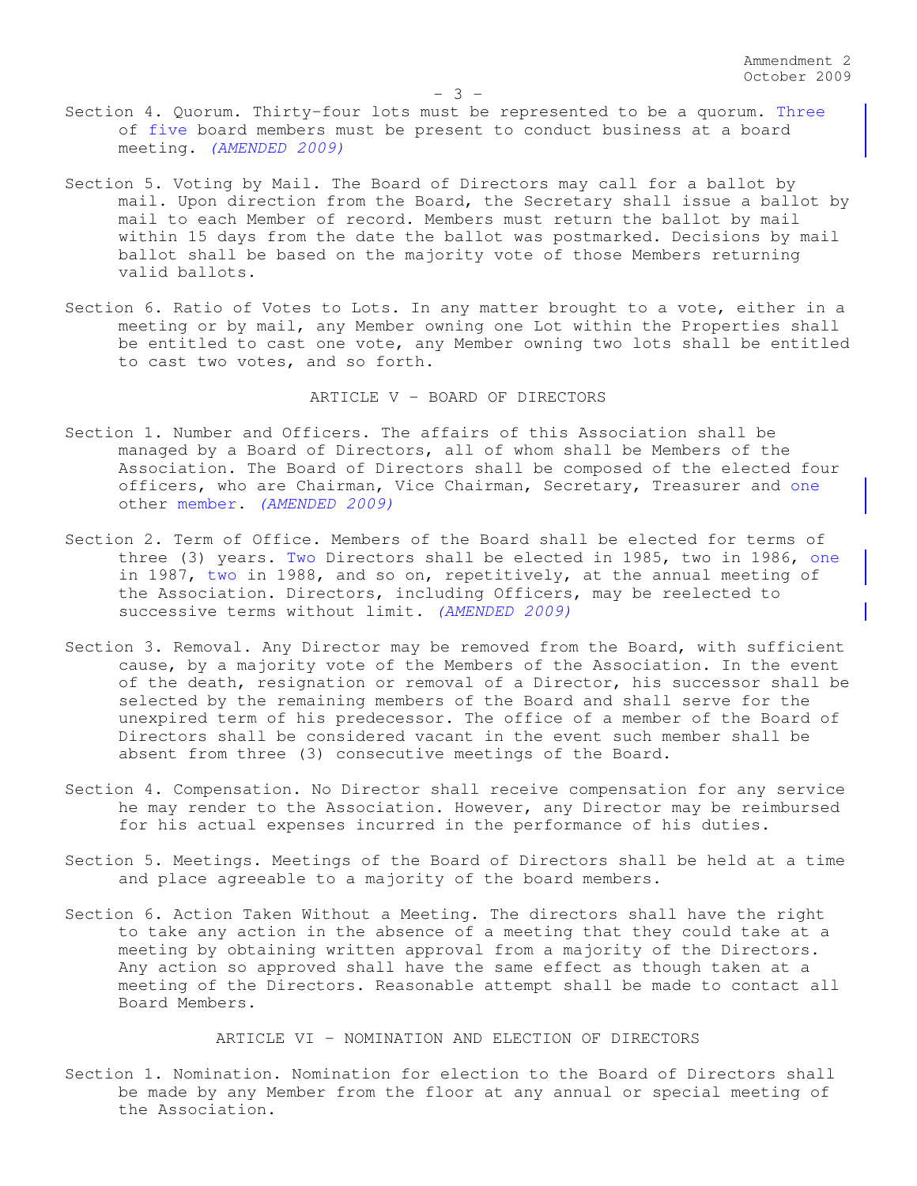Section 4. Quorum. Thirty-four lots must be represented to be a quorum. Three of five board members must be present to conduct business at a board meeting. *(AMENDED 2009)*

Section 5. Voting by Mail. The Board of Directors may call for a ballot by mail. Upon direction from the Board, the Secretary shall issue a ballot by mail to each Member of record. Members must return the ballot by mail within 15 days from the date the ballot was postmarked. Decisions by mail ballot shall be based on the majority vote of those Members returning valid ballots.

Section 6. Ratio of Votes to Lots. In any matter brought to a vote, either in a meeting or by mail, any Member owning one Lot within the Properties shall be entitled to cast one vote, any Member owning two lots shall be entitled to cast two votes, and so forth.

## ARTICLE V - BOARD OF DIRECTORS

Section 1. Number and Officers. The affairs of this Association shall be managed by a Board of Directors, all of whom shall be Members of the Association. The Board of Directors shall be composed of the elected four officers, who are Chairman, Vice Chairman, Secretary, Treasurer and one other member. *(AMENDED 2009)*

Section 2. Term of Office. Members of the Board shall be elected for terms of three (3) years. Two Directors shall be elected in 1985, two in 1986, one in 1987, two in 1988, and so on, repetitively, at the annual meeting of the Association. Directors, including Officers, may be reelected to successive terms without limit. *(AMENDED 2009)*

Section 3. Removal. Any Director may be removed from the Board, with sufficient cause, by a majority vote of the Members of the Association. In the event of the death, resignation or removal of a Director, his successor shall be selected by the remaining members of the Board and shall serve for the unexpired term of his predecessor. The office of a member of the Board of Directors shall be considered vacant in the event such member shall be absent from three (3) consecutive meetings of the Board.

Section 4. Compensation. No Director shall receive compensation for any service he may render to the Association. However, any Director may be reimbursed for his actual expenses incurred in the performance of his duties.

Section 5. Meetings. Meetings of the Board of Directors shall be held at a time and place agreeable to a majority of the board members.

Section 6. Action Taken Without a Meeting. The directors shall have the right to take any action in the absence of a meeting that they could take at a meeting by obtaining written approval from a majority of the Directors. Any action so approved shall have the same effect as though taken at a meeting of the Directors. Reasonable attempt shall be made to contact all Board Members.

## ARTICLE VI - NOMINATION AND ELECTION OF DIRECTORS

Section 1. Nomination. Nomination for election to the Board of Directors shall be made by any Member from the floor at any annual or special meeting of the Association.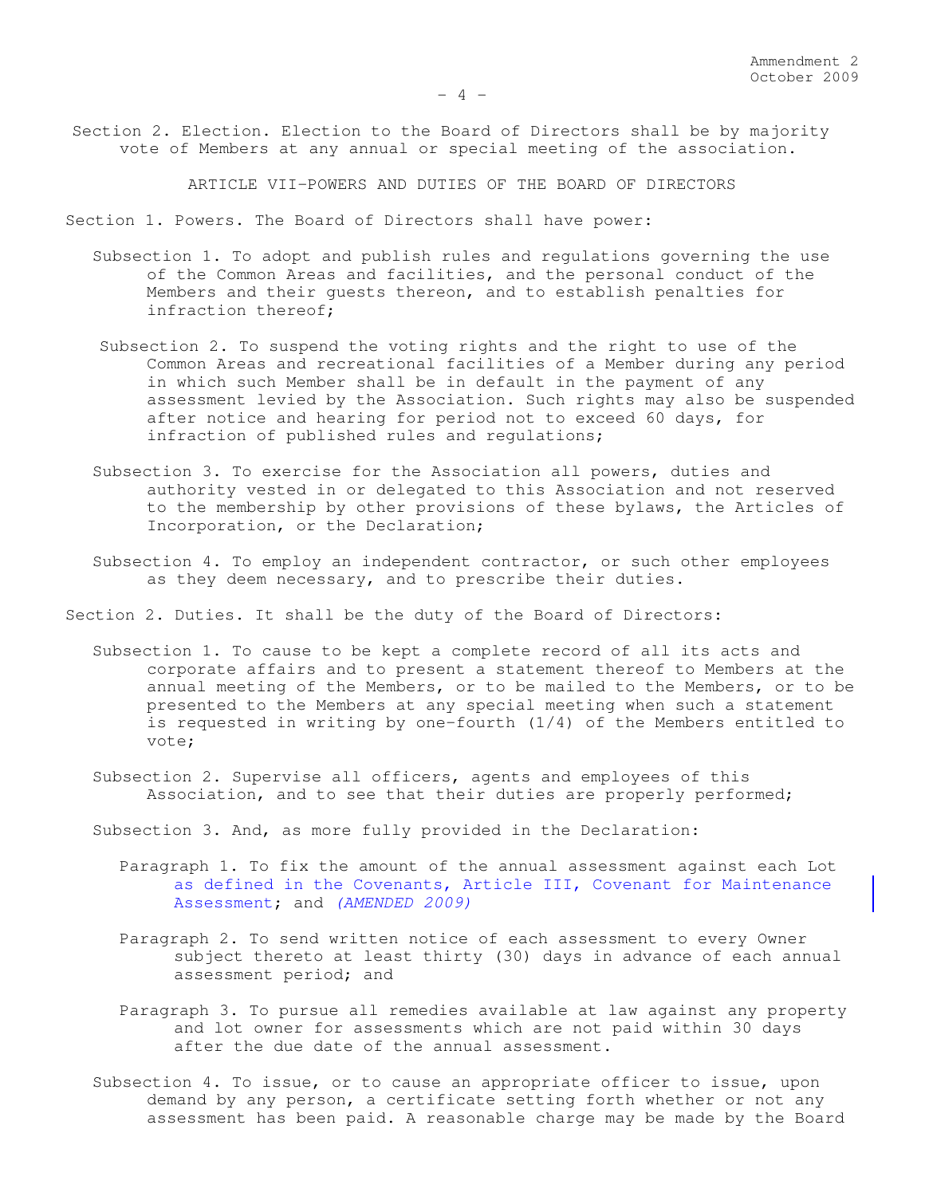Section 2. Election. Election to the Board of Directors shall be by majority vote of Members at any annual or special meeting of the association.

## ARTICLE VII–POWERS AND DUTIES OF THE BOARD OF DIRECTORS

Section 1. Powers. The Board of Directors shall have power:

Subsection 1. To adopt and publish rules and regulations governing the use of the Common Areas and facilities, and the personal conduct of the Members and their guests thereon, and to establish penalties for infraction thereof;

Subsection 2. To suspend the voting rights and the right to use of the Common Areas and recreational facilities of a Member during any period in which such Member shall be in default in the payment of any assessment levied by the Association. Such rights may also be suspended after notice and hearing for period not to exceed 60 days, for infraction of published rules and regulations;

Subsection 3. To exercise for the Association all powers, duties and authority vested in or delegated to this Association and not reserved to the membership by other provisions of these bylaws, the Articles of Incorporation, or the Declaration;

Subsection 4. To employ an independent contractor, or such other employees as they deem necessary, and to prescribe their duties.

Section 2. Duties. It shall be the duty of the Board of Directors:

Subsection 1. To cause to be kept a complete record of all its acts and corporate affairs and to present a statement thereof to Members at the annual meeting of the Members, or to be mailed to the Members, or to be presented to the Members at any special meeting when such a statement is requested in writing by one-fourth (1/4) of the Members entitled to vote;

Subsection 2. Supervise all officers, agents and employees of this Association, and to see that their duties are properly performed;

Subsection 3. And, as more fully provided in the Declaration:

Paragraph 1. To fix the amount of the annual assessment against each Lot as defined in the Covenants, Article III, Covenant for Maintenance Assessment; and *(AMENDED 2009)*

Paragraph 2. To send written notice of each assessment to every Owner subject thereto at least thirty (30) days in advance of each annual assessment period; and

Paragraph 3. To pursue all remedies available at law against any property and lot owner for assessments which are not paid within 30 days after the due date of the annual assessment.

Subsection 4. To issue, or to cause an appropriate officer to issue, upon demand by any person, a certificate setting forth whether or not any assessment has been paid. A reasonable charge may be made by the Board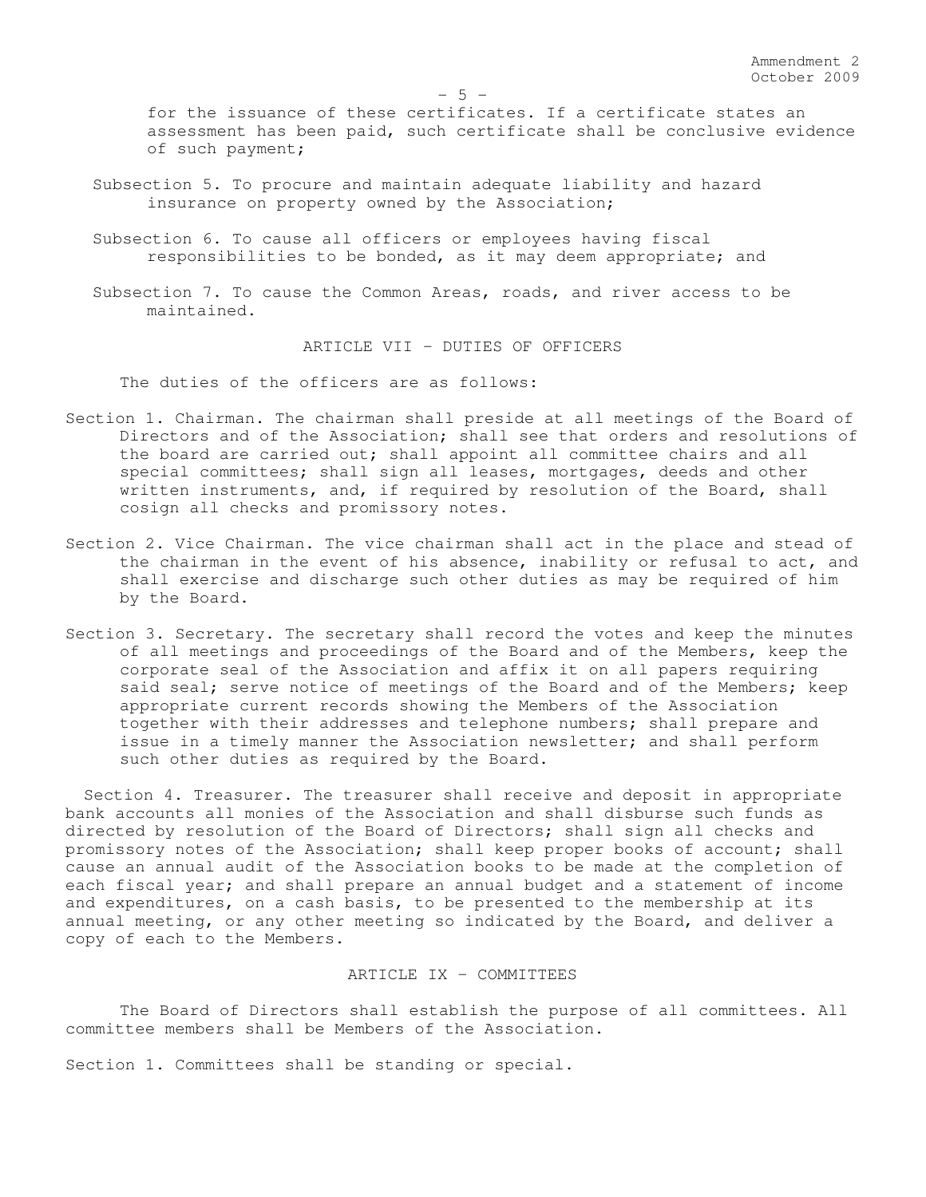for the issuance of these certificates. If a certificate states an assessment has been paid, such certificate shall be conclusive evidence of such payment;

Subsection 5. To procure and maintain adequate liability and hazard insurance on property owned by the Association;

Subsection 6. To cause all officers or employees having fiscal responsibilities to be bonded, as it may deem appropriate; and

Subsection 7. To cause the Common Areas, roads, and river access to be maintained.

## ARTICLE VII – DUTIES OF OFFICERS

The duties of the officers are as follows:

Section 1. Chairman. The chairman shall preside at all meetings of the Board of Directors and of the Association; shall see that orders and resolutions of the board are carried out; shall appoint all committee chairs and all special committees; shall sign all leases, mortgages, deeds and other written instruments, and, if required by resolution of the Board, shall cosign all checks and promissory notes.

Section 2. Vice Chairman. The vice chairman shall act in the place and stead of the chairman in the event of his absence, inability or refusal to act, and shall exercise and discharge such other duties as may be required of him by the Board.

Section 3. Secretary. The secretary shall record the votes and keep the minutes of all meetings and proceedings of the Board and of the Members, keep the corporate seal of the Association and affix it on all papers requiring said seal; serve notice of meetings of the Board and of the Members; keep appropriate current records showing the Members of the Association together with their addresses and telephone numbers; shall prepare and issue in a timely manner the Association newsletter; and shall perform such other duties as required by the Board.

Section 4. Treasurer. The treasurer shall receive and deposit in appropriate bank accounts all monies of the Association and shall disburse such funds as directed by resolution of the Board of Directors; shall sign all checks and promissory notes of the Association; shall keep proper books of account; shall cause an annual audit of the Association books to be made at the completion of each fiscal year; and shall prepare an annual budget and a statement of income and expenditures, on a cash basis, to be presented to the membership at its annual meeting, or any other meeting so indicated by the Board, and deliver a copy of each to the Members.

## ARTICLE IX – COMMITTEES

The Board of Directors shall establish the purpose of all committees. All committee members shall be Members of the Association.

Section 1. Committees shall be standing or special.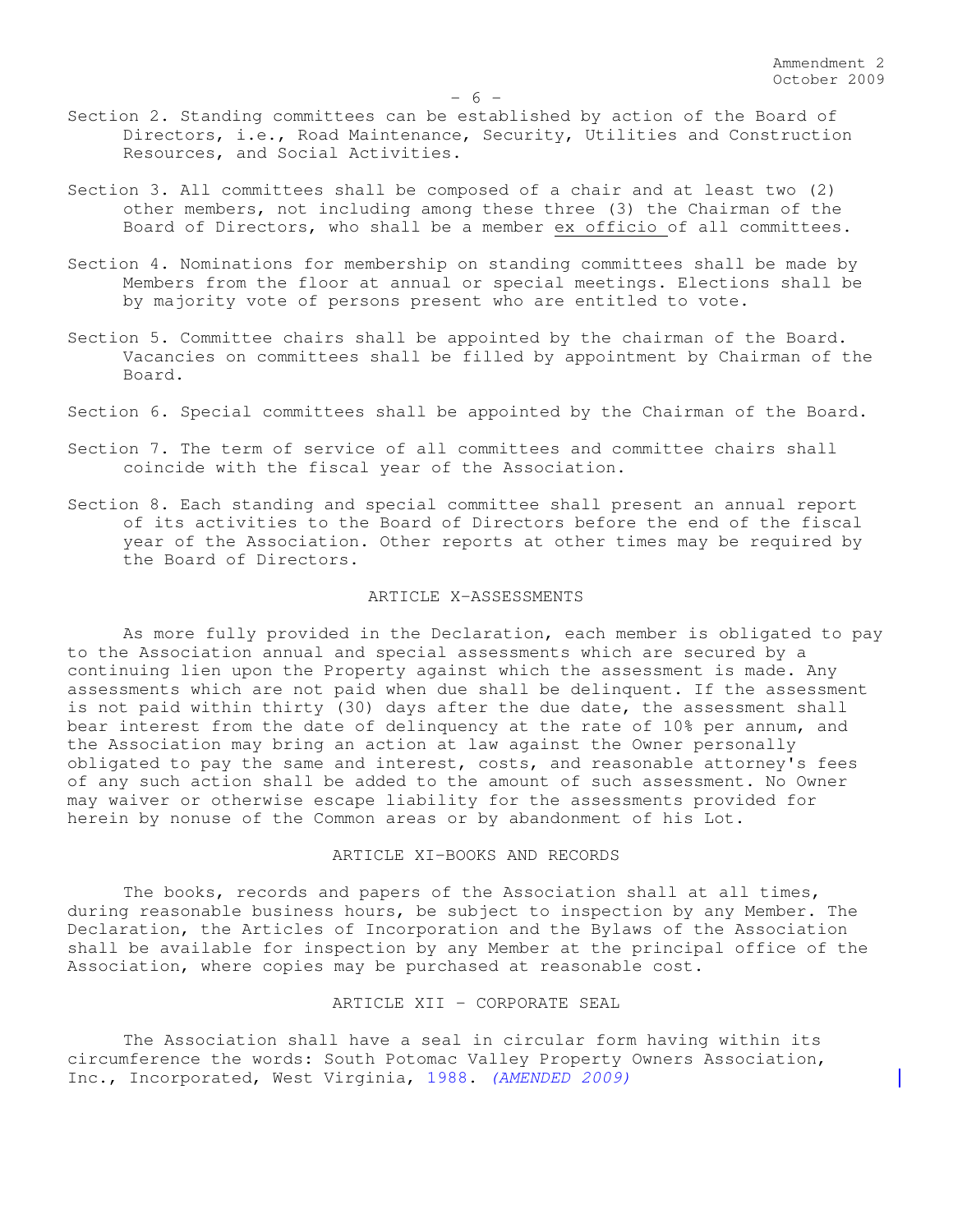Section 2. Standing committees can be established by action of the Board of Directors, i.e., Road Maintenance, Security, Utilities and Construction Resources, and Social Activities.

Section 3. All committees shall be composed of a chair and at least two (2) other members, not including among these three (3) the Chairman of the Board of Directors, who shall be a member ex officio of all committees.

Section 4. Nominations for membership on standing committees shall be made by Members from the floor at annual or special meetings. Elections shall be by majority vote of persons present who are entitled to vote.

Section 5. Committee chairs shall be appointed by the chairman of the Board. Vacancies on committees shall be filled by appointment by Chairman of the Board.

Section 6. Special committees shall be appointed by the Chairman of the Board.

Section 7. The term of service of all committees and committee chairs shall coincide with the fiscal year of the Association.

Section 8. Each standing and special committee shall present an annual report of its activities to the Board of Directors before the end of the fiscal year of the Association. Other reports at other times may be required by the Board of Directors.

## ARTICLE X-ASSESSMENTS

As more fully provided in the Declaration, each member is obligated to pay to the Association annual and special assessments which are secured by a continuing lien upon the Property against which the assessment is made. Any assessments which are not paid when due shall be delinquent. If the assessment is not paid within thirty (30) days after the due date, the assessment shall bear interest from the date of delinquency at the rate of 10% per annum, and the Association may bring an action at law against the Owner personally obligated to pay the same and interest, costs, and reasonable attorney's fees of any such action shall be added to the amount of such assessment. No Owner may waiver or otherwise escape liability for the assessments provided for herein by nonuse of the Common areas or by abandonment of his Lot.

## ARTICLE XI-BOOKS AND RECORDS

The books, records and papers of the Association shall at all times, during reasonable business hours, be subject to inspection by any Member. The Declaration, the Articles of Incorporation and the Bylaws of the Association shall be available for inspection by any Member at the principal office of the Association, where copies may be purchased at reasonable cost.

## ARTICLE XII - CORPORATE SEAL

The Association shall have a seal in circular form having within its circumference the words: South Potomac Valley Property Owners Association, Inc., Incorporated, West Virginia, 1988. *(AMENDED 2009)*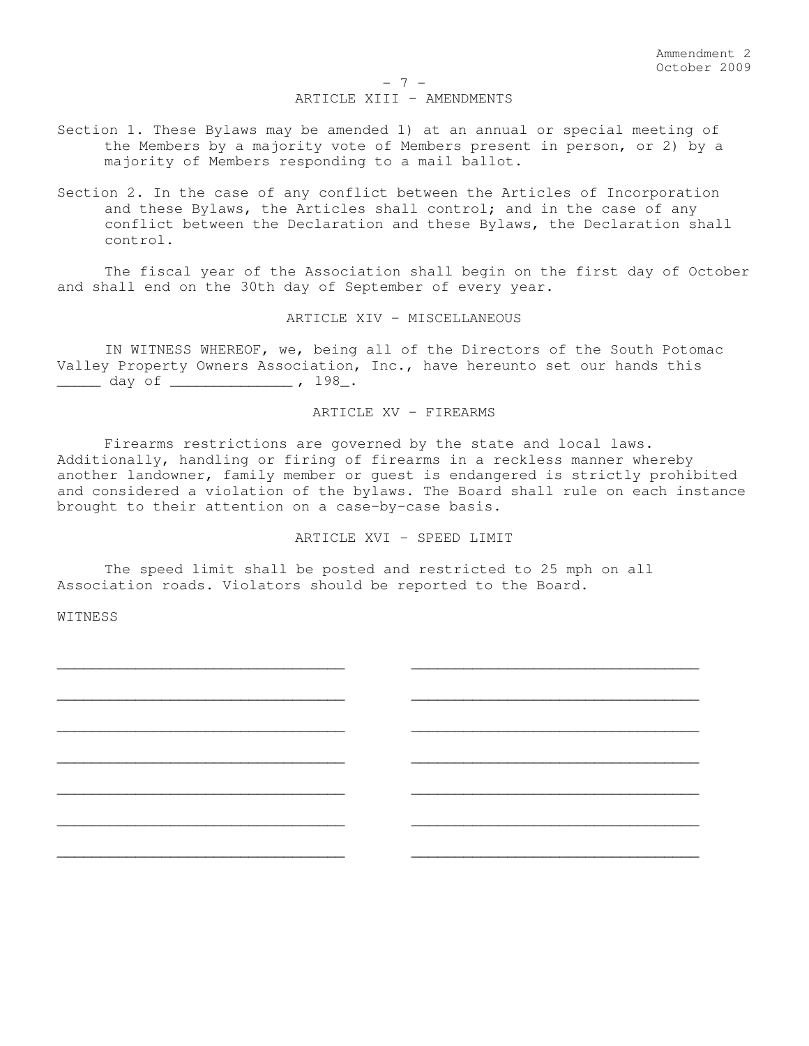Ammendment 2
October 2009

## ARTICLE XIII – AMENDMENTS

Section 1. These Bylaws may be amended 1) at an annual or special meeting of the Members by a majority vote of Members present in person, or 2) by a majority of Members responding to a mail ballot.

Section 2. In the case of any conflict between the Articles of Incorporation and these Bylaws, the Articles shall control; and in the case of any conflict between the Declaration and these Bylaws, the Declaration shall control.

The fiscal year of the Association shall begin on the first day of October and shall end on the 30th day of September of every year.

## ARTICLE XIV – MISCELLANEOUS

IN WITNESS WHEREOF, we, being all of the Directors of the South Potomac Valley Property Owners Association, Inc., have hereunto set our hands this _____ day of ______________ , 198_.

## ARTICLE XV – FIREARMS

Firearms restrictions are governed by the state and local laws. Additionally, handling or firing of firearms in a reckless manner whereby another landowner, family member or guest is endangered is strictly prohibited and considered a violation of the bylaws. The Board shall rule on each instance brought to their attention on a case-by-case basis.

## ARTICLE XVI – SPEED LIMIT

The speed limit shall be posted and restricted to 25 mph on all Association roads. Violators should be reported to the Board.

WITNESS

________________________________ ________________________________

________________________________ ________________________________

________________________________ ________________________________

________________________________ ________________________________

________________________________ ________________________________

________________________________ ________________________________

________________________________ ________________________________